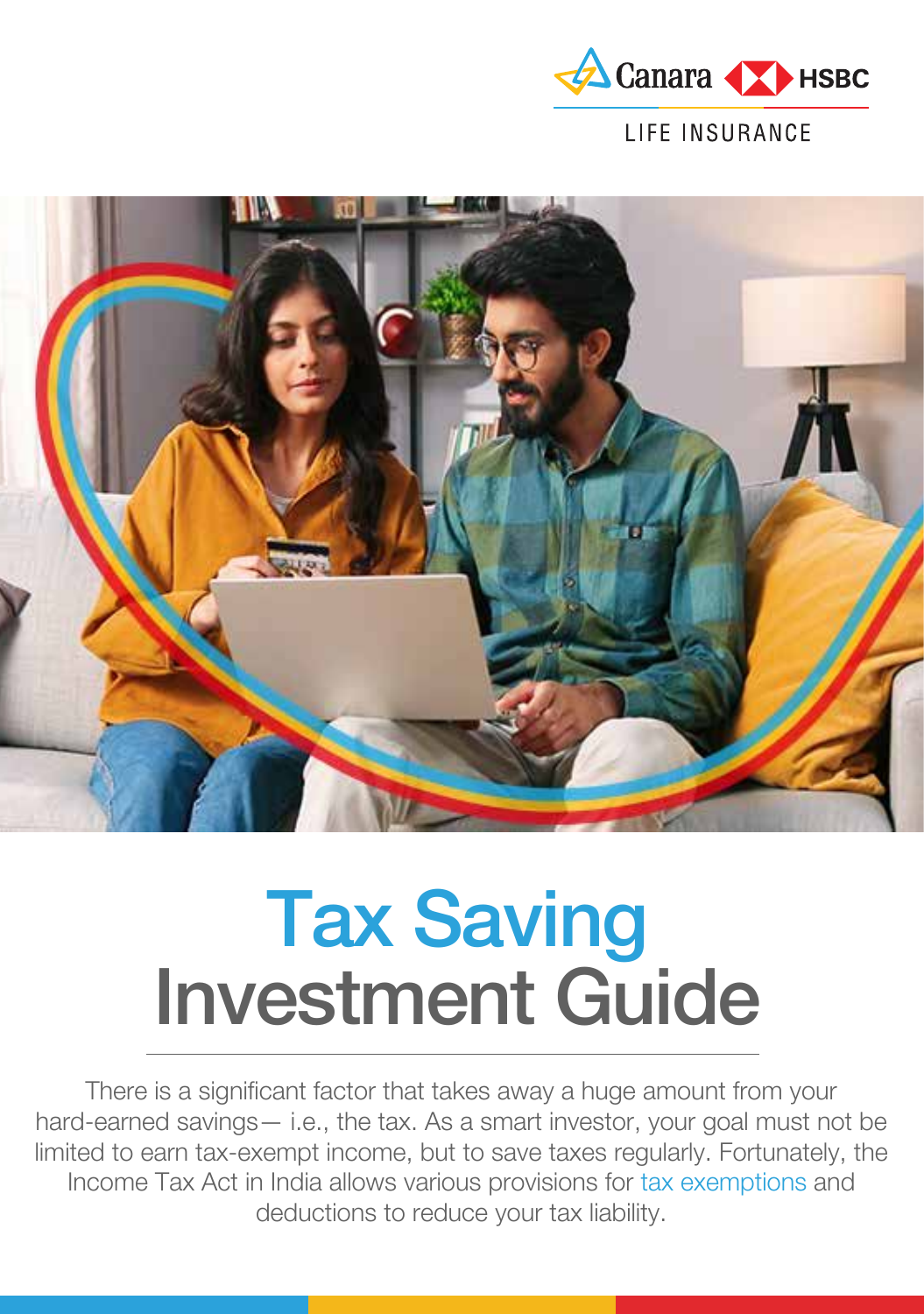Canara HSBC

LIFE INSURANCE

# Tax Saving Investment Guide

There is a significant factor that takes away a huge amount from your hard-earned savings— i.e., the tax. As a smart investor, your goal must not be limited to earn tax-exempt income, but to save taxes regularly. Fortunately, the Income Tax Act in India allows various provisions for tax exemptions and deductions to reduce your tax liability.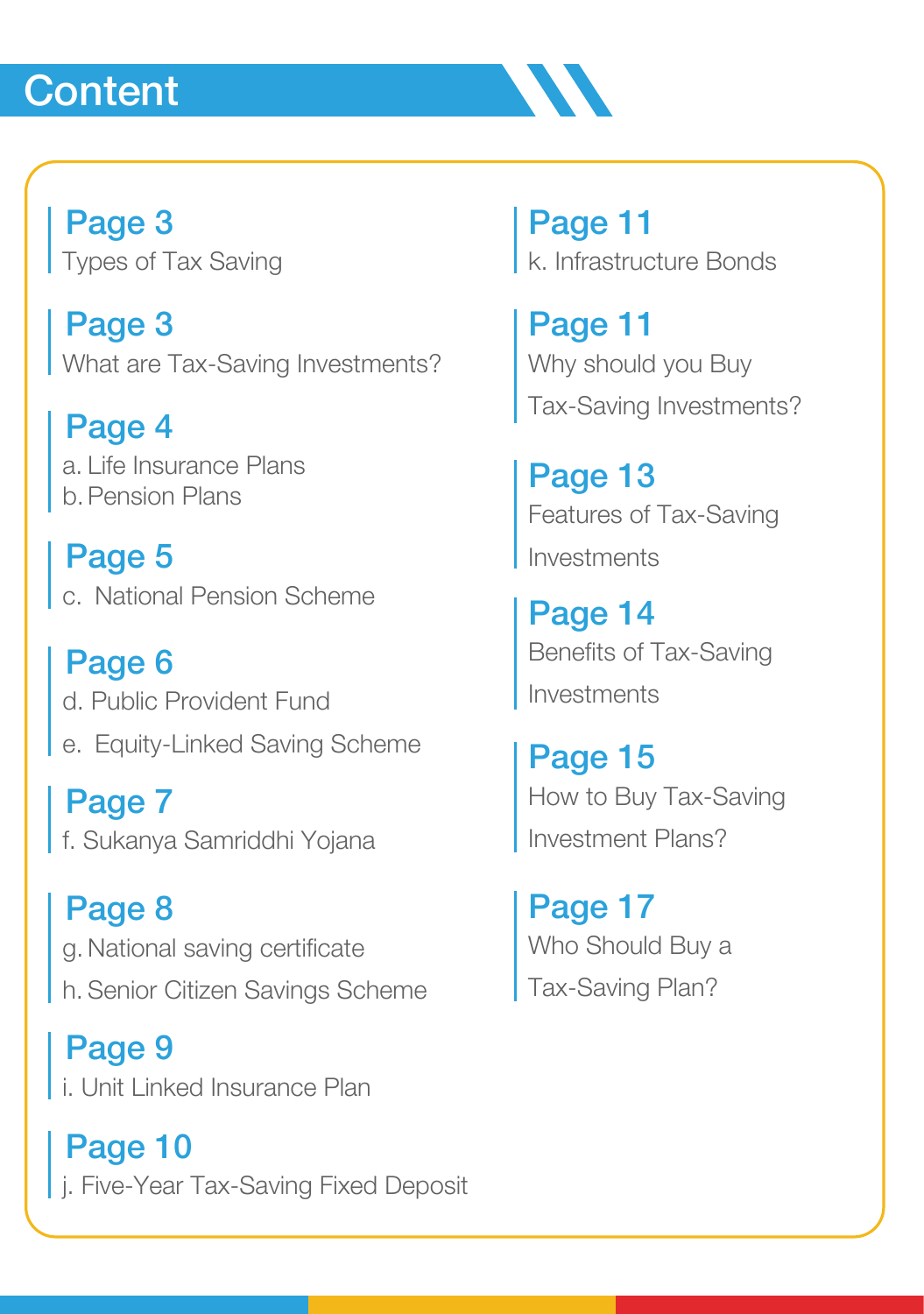# Content

**Page 3**
Types of Tax Saving

**Page 3**
What are Tax-Saving Investments?

**Page 4**
a. Life Insurance Plans
b. Pension Plans

**Page 5**
c. National Pension Scheme

**Page 6**
d. Public Provident Fund
e. Equity-Linked Saving Scheme

**Page 7**
f. Sukanya Samriddhi Yojana

**Page 8**
g. National saving certificate
h. Senior Citizen Savings Scheme

**Page 9**
i. Unit Linked Insurance Plan

**Page 10**
j. Five-Year Tax-Saving Fixed Deposit

**Page 11**
k. Infrastructure Bonds

**Page 11**
Why should you Buy Tax-Saving Investments?

**Page 13**
Features of Tax-Saving Investments

**Page 14**
Benefits of Tax-Saving Investments

**Page 15**
How to Buy Tax-Saving Investment Plans?

**Page 17**
Who Should Buy a Tax-Saving Plan?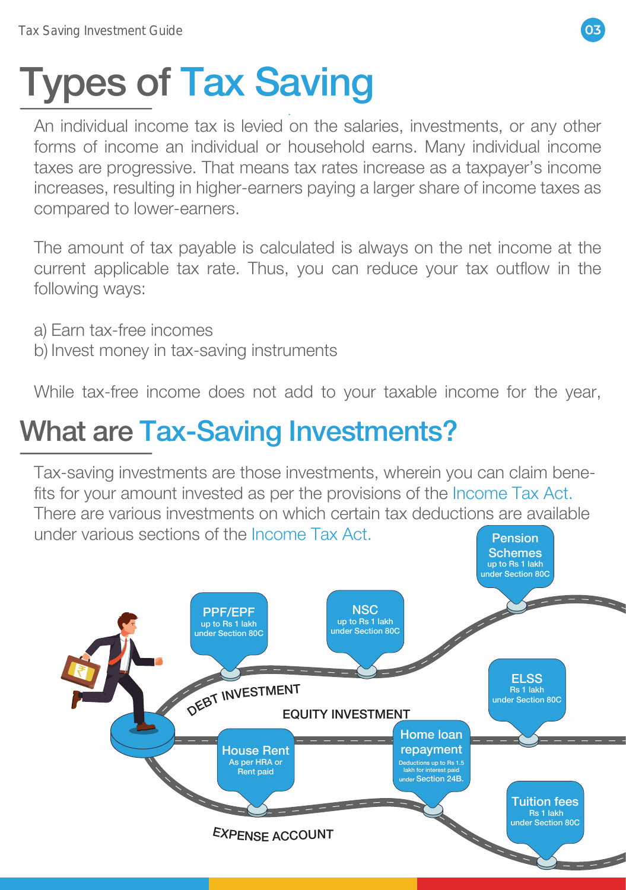# Types of Tax Saving

An individual income tax is levied on the salaries, investments, or any other forms of income an individual or household earns. Many individual income taxes are progressive. That means tax rates increase as a taxpayer's income increases, resulting in higher-earners paying a larger share of income taxes as compared to lower-earners.

The amount of tax payable is calculated is always on the net income at the current applicable tax rate. Thus, you can reduce your tax outflow in the following ways:

a) Earn tax-free incomes
b) Invest money in tax-saving instruments

While tax-free income does not add to your taxable income for the year,

# What are Tax-Saving Investments?

Tax-saving investments are those investments, wherein you can claim benefits for your amount invested as per the provisions of the Income Tax Act. There are various investments on which certain tax deductions are available under various sections of the Income Tax Act.

DEBT INVESTMENT

PPF/EPF
up to Rs 1 lakh
under Section 80C

NSC
up to Rs 1 lakh
under Section 80C

Pension Schemes
up to Rs 1 lakh
under Section 80C

EQUITY INVESTMENT

ELSS
Rs 1 lakh
under Section 80C

EXPENSE ACCOUNT

House Rent
As per HRA or Rent paid

Home loan repayment
Deductions up to Rs 1.5 lakh for interest paid under Section 24B.

Tuition fees
Rs 1 lakh
under Section 80C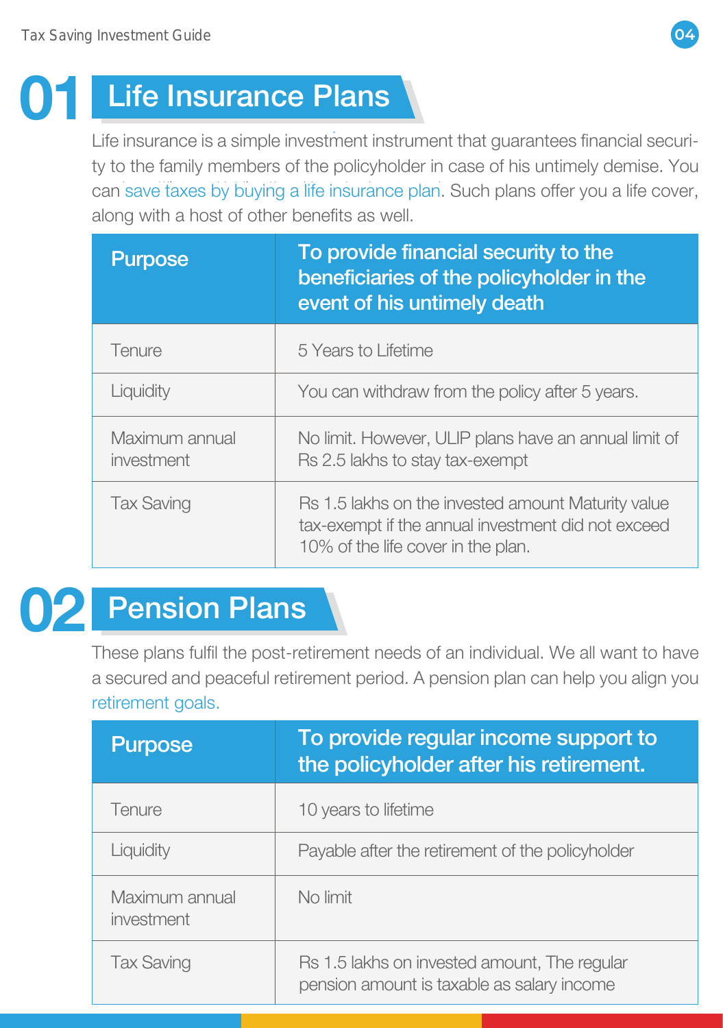# 01 Life Insurance Plans

Life insurance is a simple investment instrument that guarantees financial security to the family members of the policyholder in case of his untimely demise. You can save taxes by buying a life insurance plan. Such plans offer you a life cover, along with a host of other benefits as well.

| Purpose | To provide financial security to the beneficiaries of the policyholder in the event of his untimely death |
|---|---|
| Tenure | 5 Years to Lifetime |
| Liquidity | You can withdraw from the policy after 5 years. |
| Maximum annual investment | No limit. However, ULIP plans have an annual limit of Rs 2.5 lakhs to stay tax-exempt |
| Tax Saving | Rs 1.5 lakhs on the invested amount Maturity value tax-exempt if the annual investment did not exceed 10% of the life cover in the plan. |

# 02 Pension Plans

These plans fulfil the post-retirement needs of an individual. We all want to have a secured and peaceful retirement period. A pension plan can help you align you retirement goals.

| Purpose | To provide regular income support to the policyholder after his retirement. |
|---|---|
| Tenure | 10 years to lifetime |
| Liquidity | Payable after the retirement of the policyholder |
| Maximum annual investment | No limit |
| Tax Saving | Rs 1.5 lakhs on invested amount, The regular pension amount is taxable as salary income |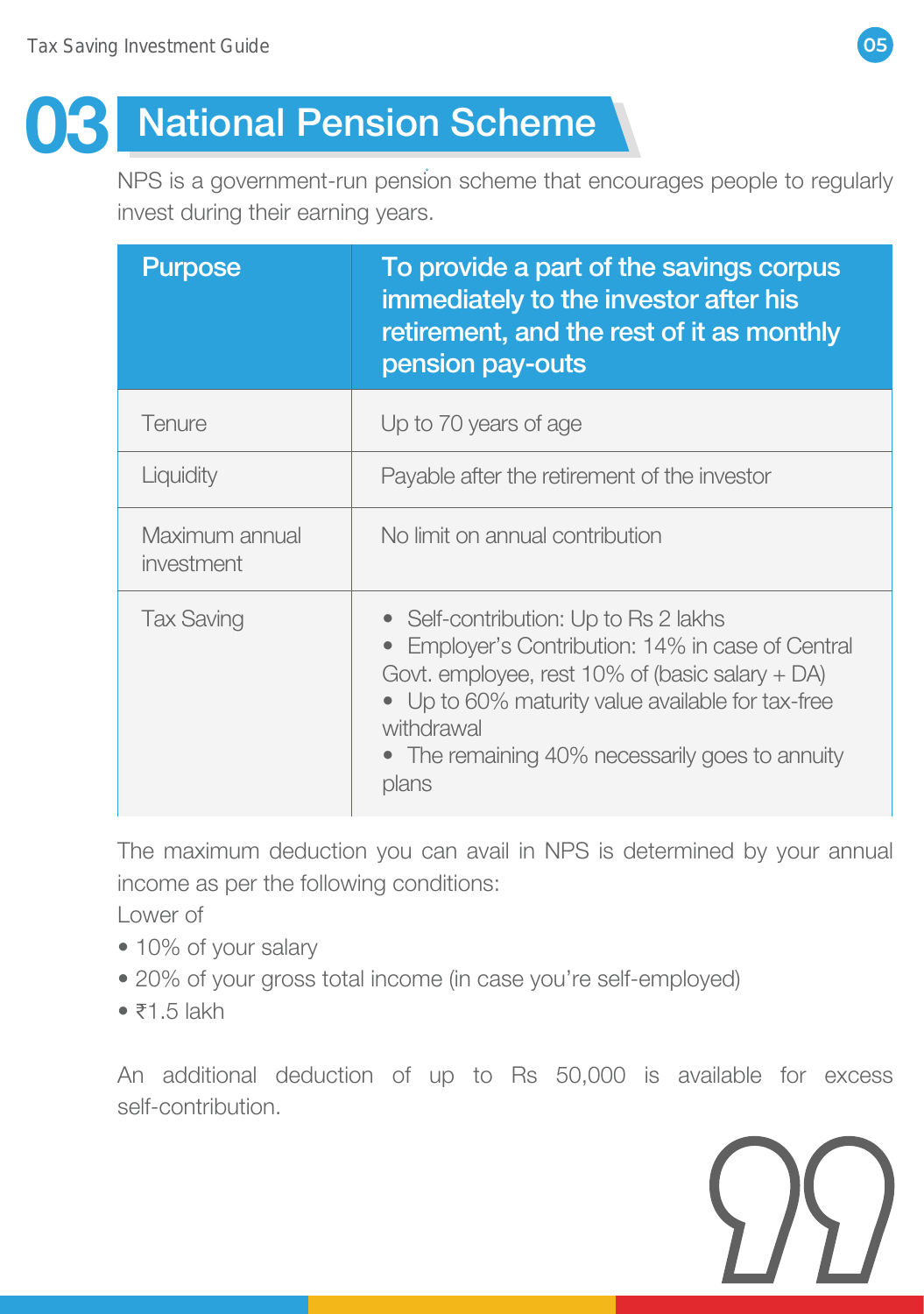# 03 National Pension Scheme

NPS is a government-run pension scheme that encourages people to regularly invest during their earning years.

| Purpose | To provide a part of the savings corpus immediately to the investor after his retirement, and the rest of it as monthly pension pay-outs |
|---|---|
| Tenure | Up to 70 years of age |
| Liquidity | Payable after the retirement of the investor |
| Maximum annual investment | No limit on annual contribution |
| Tax Saving | • Self-contribution: Up to Rs 2 lakhs<br>• Employer's Contribution: 14% in case of Central Govt. employee, rest 10% of (basic salary + DA)<br>• Up to 60% maturity value available for tax-free withdrawal<br>• The remaining 40% necessarily goes to annuity plans |

The maximum deduction you can avail in NPS is determined by your annual income as per the following conditions:

Lower of

- 10% of your salary
- 20% of your gross total income (in case you're self-employed)
- ₹1.5 lakh

An additional deduction of up to Rs 50,000 is available for excess self-contribution.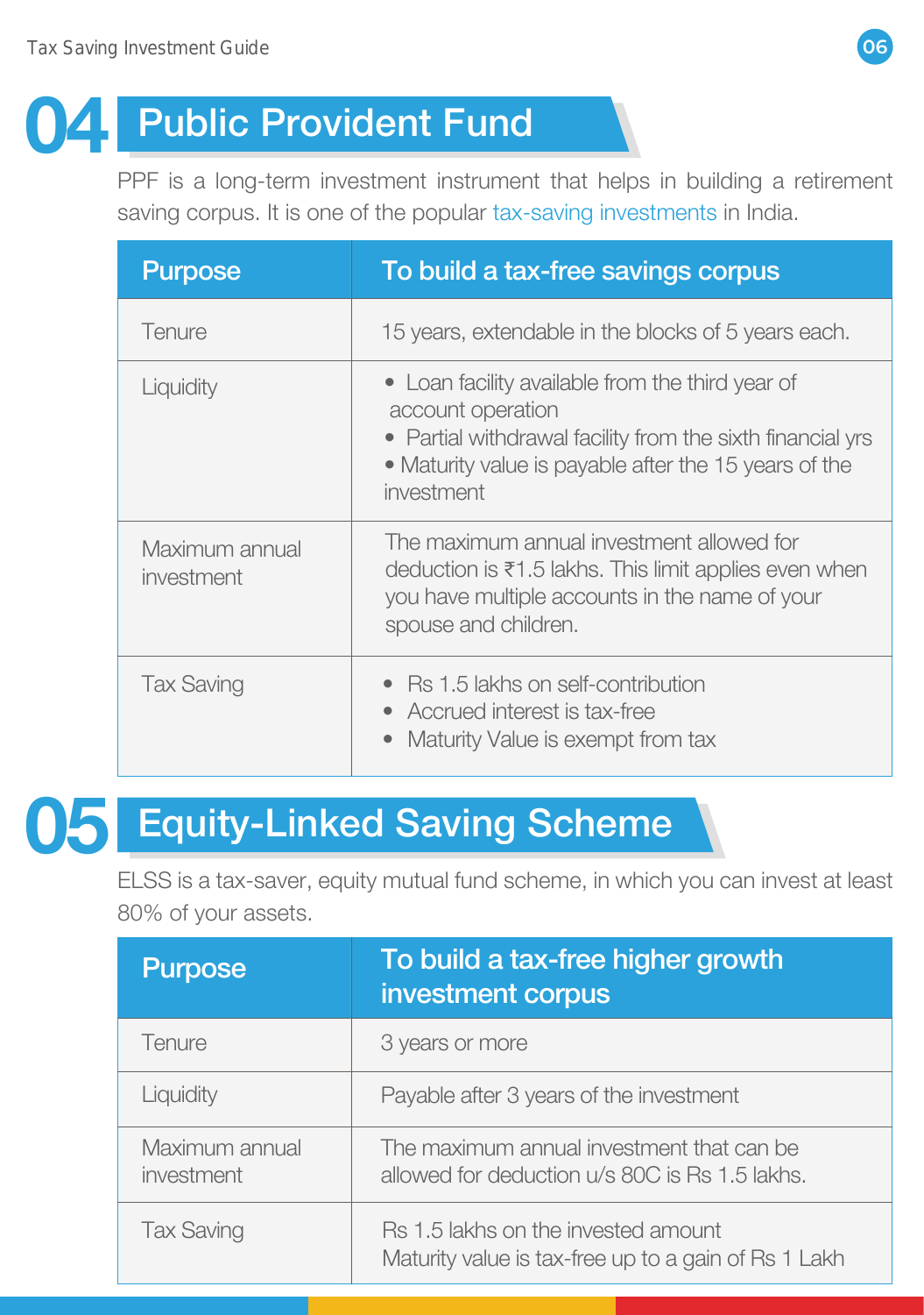# 04 Public Provident Fund

PPF is a long-term investment instrument that helps in building a retirement saving corpus. It is one of the popular tax-saving investments in India.

| Purpose | To build a tax-free savings corpus |
|---|---|
| Tenure | 15 years, extendable in the blocks of 5 years each. |
| Liquidity | • Loan facility available from the third year of account operation<br>• Partial withdrawal facility from the sixth financial yrs<br>• Maturity value is payable after the 15 years of the investment |
| Maximum annual investment | The maximum annual investment allowed for deduction is ₹1.5 lakhs. This limit applies even when you have multiple accounts in the name of your spouse and children. |
| Tax Saving | • Rs 1.5 lakhs on self-contribution<br>• Accrued interest is tax-free<br>• Maturity Value is exempt from tax |

# 05 Equity-Linked Saving Scheme

ELSS is a tax-saver, equity mutual fund scheme, in which you can invest at least 80% of your assets.

| Purpose | To build a tax-free higher growth investment corpus |
|---|---|
| Tenure | 3 years or more |
| Liquidity | Payable after 3 years of the investment |
| Maximum annual investment | The maximum annual investment that can be allowed for deduction u/s 80C is Rs 1.5 lakhs. |
| Tax Saving | Rs 1.5 lakhs on the invested amount<br>Maturity value is tax-free up to a gain of Rs 1 Lakh |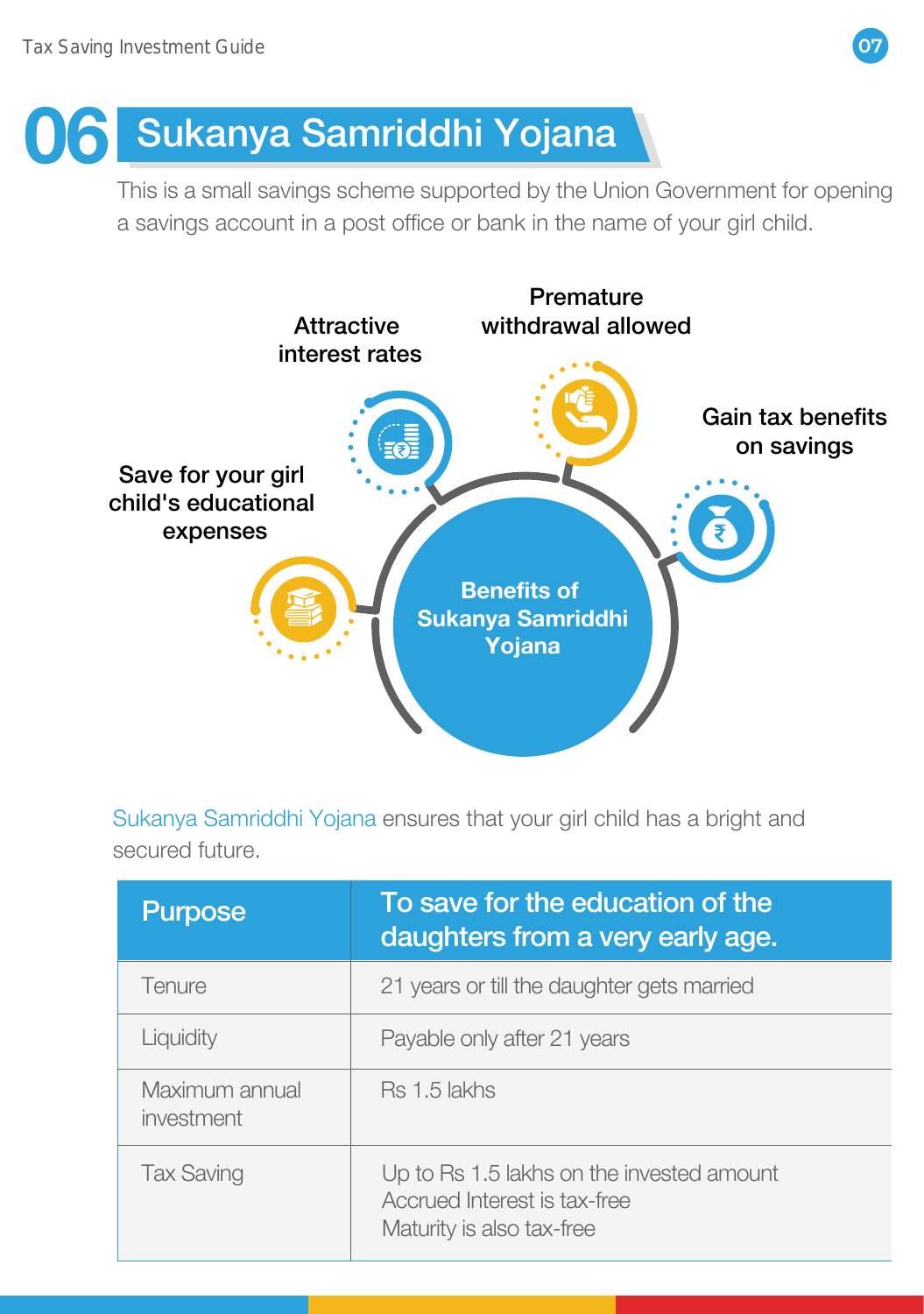# 06 Sukanya Samriddhi Yojana

This is a small savings scheme supported by the Union Government for opening a savings account in a post office or bank in the name of your girl child.

Benefits of Sukanya Samriddhi Yojana

- Save for your girl child's educational expenses
- Attractive interest rates
- Premature withdrawal allowed
- Gain tax benefits on savings

Sukanya Samriddhi Yojana ensures that your girl child has a bright and secured future.

| Purpose | To save for the education of the daughters from a very early age. |
|---|---|
| Tenure | 21 years or till the daughter gets married |
| Liquidity | Payable only after 21 years |
| Maximum annual investment | Rs 1.5 lakhs |
| Tax Saving | Up to Rs 1.5 lakhs on the invested amount<br>Accrued Interest is tax-free<br>Maturity is also tax-free |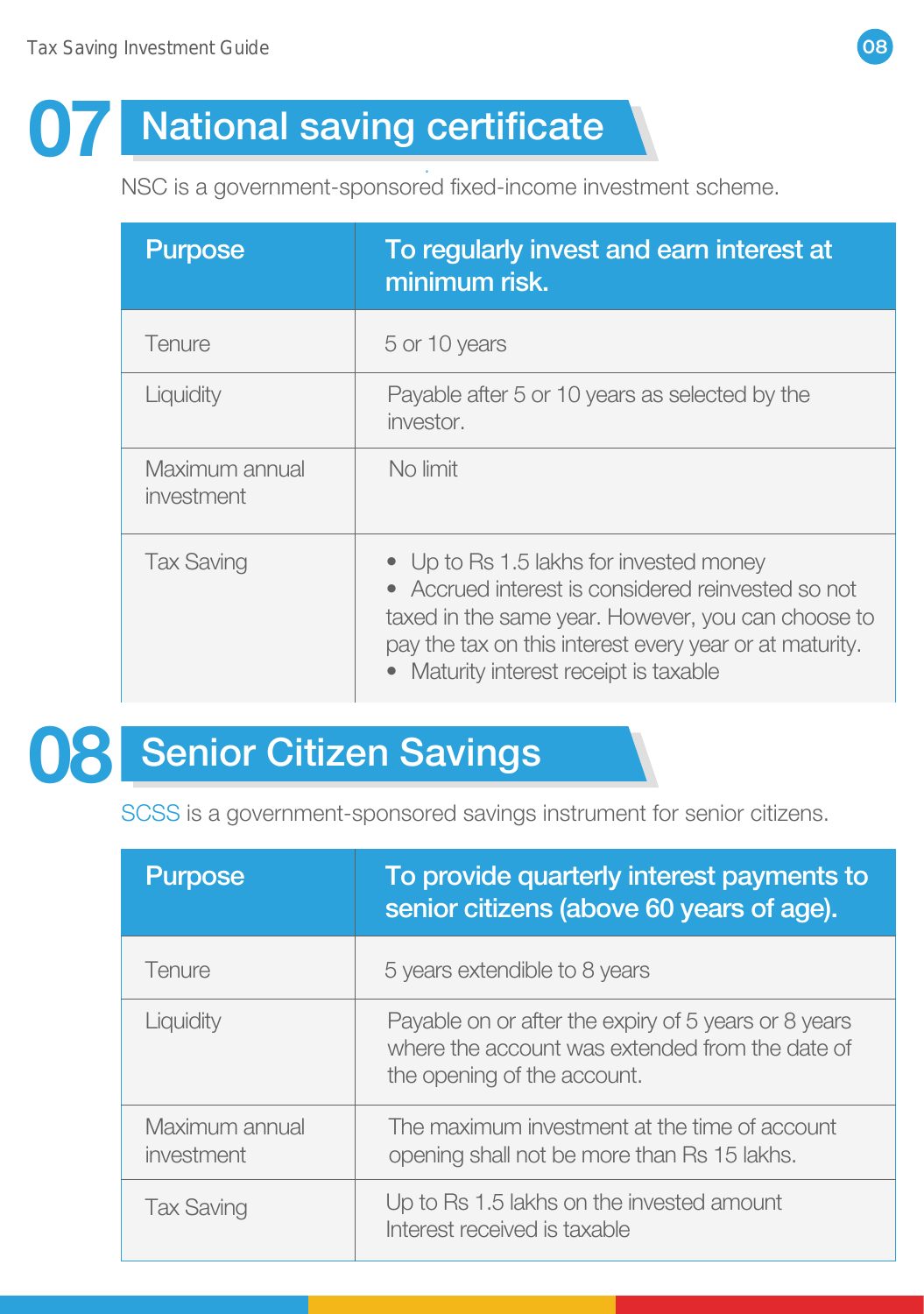# 07 National saving certificate

NSC is a government-sponsored fixed-income investment scheme.

| Purpose | To regularly invest and earn interest at minimum risk. |
|---|---|
| Tenure | 5 or 10 years |
| Liquidity | Payable after 5 or 10 years as selected by the investor. |
| Maximum annual investment | No limit |
| Tax Saving | • Up to Rs 1.5 lakhs for invested money<br>• Accrued interest is considered reinvested so not taxed in the same year. However, you can choose to pay the tax on this interest every year or at maturity.<br>• Maturity interest receipt is taxable |

# 08 Senior Citizen Savings

SCSS is a government-sponsored savings instrument for senior citizens.

| Purpose | To provide quarterly interest payments to senior citizens (above 60 years of age). |
|---|---|
| Tenure | 5 years extendible to 8 years |
| Liquidity | Payable on or after the expiry of 5 years or 8 years where the account was extended from the date of the opening of the account. |
| Maximum annual investment | The maximum investment at the time of account opening shall not be more than Rs 15 lakhs. |
| Tax Saving | Up to Rs 1.5 lakhs on the invested amount<br>Interest received is taxable |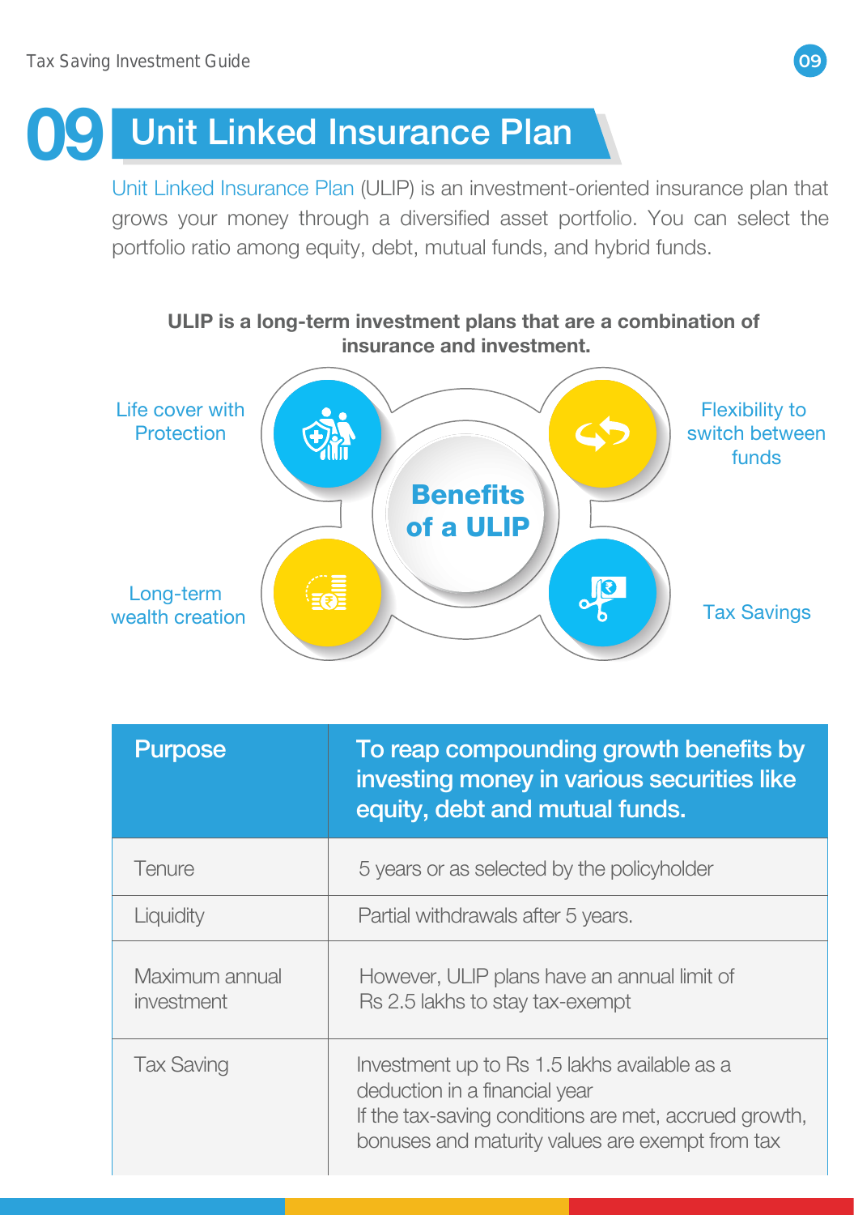# 09 Unit Linked Insurance Plan

Unit Linked Insurance Plan (ULIP) is an investment-oriented insurance plan that grows your money through a diversified asset portfolio. You can select the portfolio ratio among equity, debt, mutual funds, and hybrid funds.

**ULIP is a long-term investment plans that are a combination of insurance and investment.**

**Benefits of a ULIP**

Life cover with Protection

Flexibility to switch between funds

Long-term wealth creation

Tax Savings

| Purpose | To reap compounding growth benefits by investing money in various securities like equity, debt and mutual funds. |
|---|---|
| Tenure | 5 years or as selected by the policyholder |
| Liquidity | Partial withdrawals after 5 years. |
| Maximum annual investment | However, ULIP plans have an annual limit of Rs 2.5 lakhs to stay tax-exempt |
| Tax Saving | Investment up to Rs 1.5 lakhs available as a deduction in a financial year<br>If the tax-saving conditions are met, accrued growth, bonuses and maturity values are exempt from tax |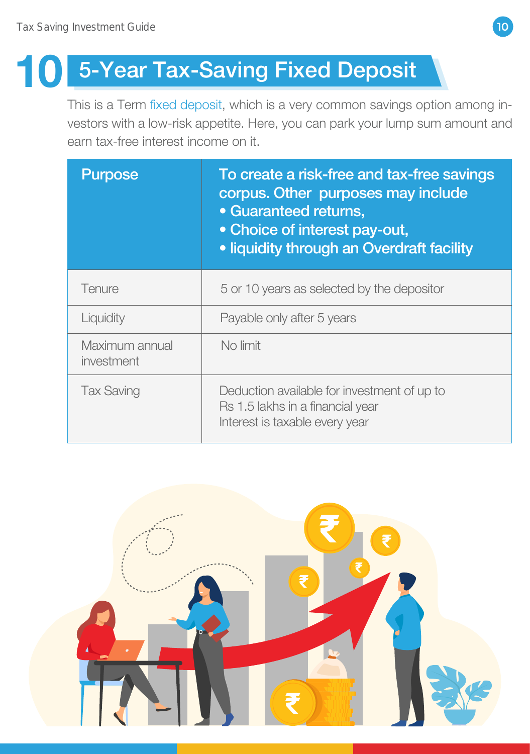# 10 5-Year Tax-Saving Fixed Deposit

This is a Term fixed deposit, which is a very common savings option among investors with a low-risk appetite. Here, you can park your lump sum amount and earn tax-free interest income on it.

| Purpose | To create a risk-free and tax-free savings corpus. Other purposes may include<br>• Guaranteed returns,<br>• Choice of interest pay-out,<br>• liquidity through an Overdraft facility |
|---|---|
| Tenure | 5 or 10 years as selected by the depositor |
| Liquidity | Payable only after 5 years |
| Maximum annual investment | No limit |
| Tax Saving | Deduction available for investment of up to Rs 1.5 lakhs in a financial year<br>Interest is taxable every year |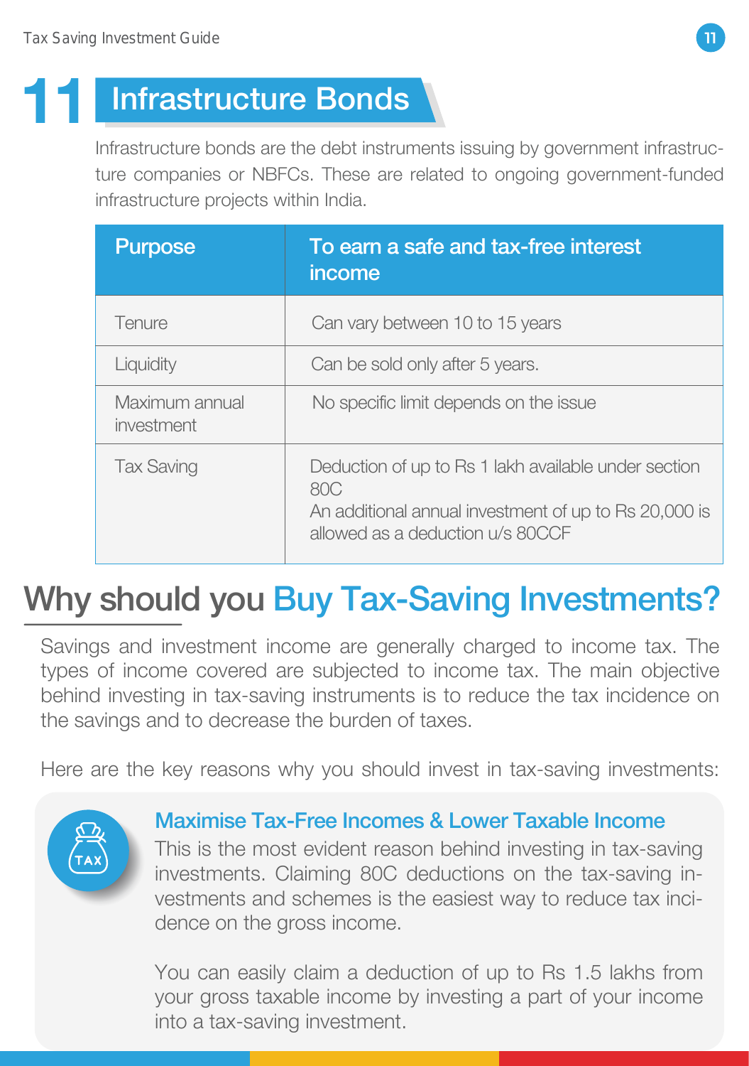# 11 Infrastructure Bonds

Infrastructure bonds are the debt instruments issuing by government infrastructure companies or NBFCs. These are related to ongoing government-funded infrastructure projects within India.

| Purpose | To earn a safe and tax-free interest income |
|---|---|
| Tenure | Can vary between 10 to 15 years |
| Liquidity | Can be sold only after 5 years. |
| Maximum annual investment | No specific limit depends on the issue |
| Tax Saving | Deduction of up to Rs 1 lakh available under section 80C<br>An additional annual investment of up to Rs 20,000 is allowed as a deduction u/s 80CCF |

## Why should you Buy Tax-Saving Investments?

Savings and investment income are generally charged to income tax. The types of income covered are subjected to income tax. The main objective behind investing in tax-saving instruments is to reduce the tax incidence on the savings and to decrease the burden of taxes.

Here are the key reasons why you should invest in tax-saving investments:

### Maximise Tax-Free Incomes & Lower Taxable Income

This is the most evident reason behind investing in tax-saving investments. Claiming 80C deductions on the tax-saving investments and schemes is the easiest way to reduce tax incidence on the gross income.

You can easily claim a deduction of up to Rs 1.5 lakhs from your gross taxable income by investing a part of your income into a tax-saving investment.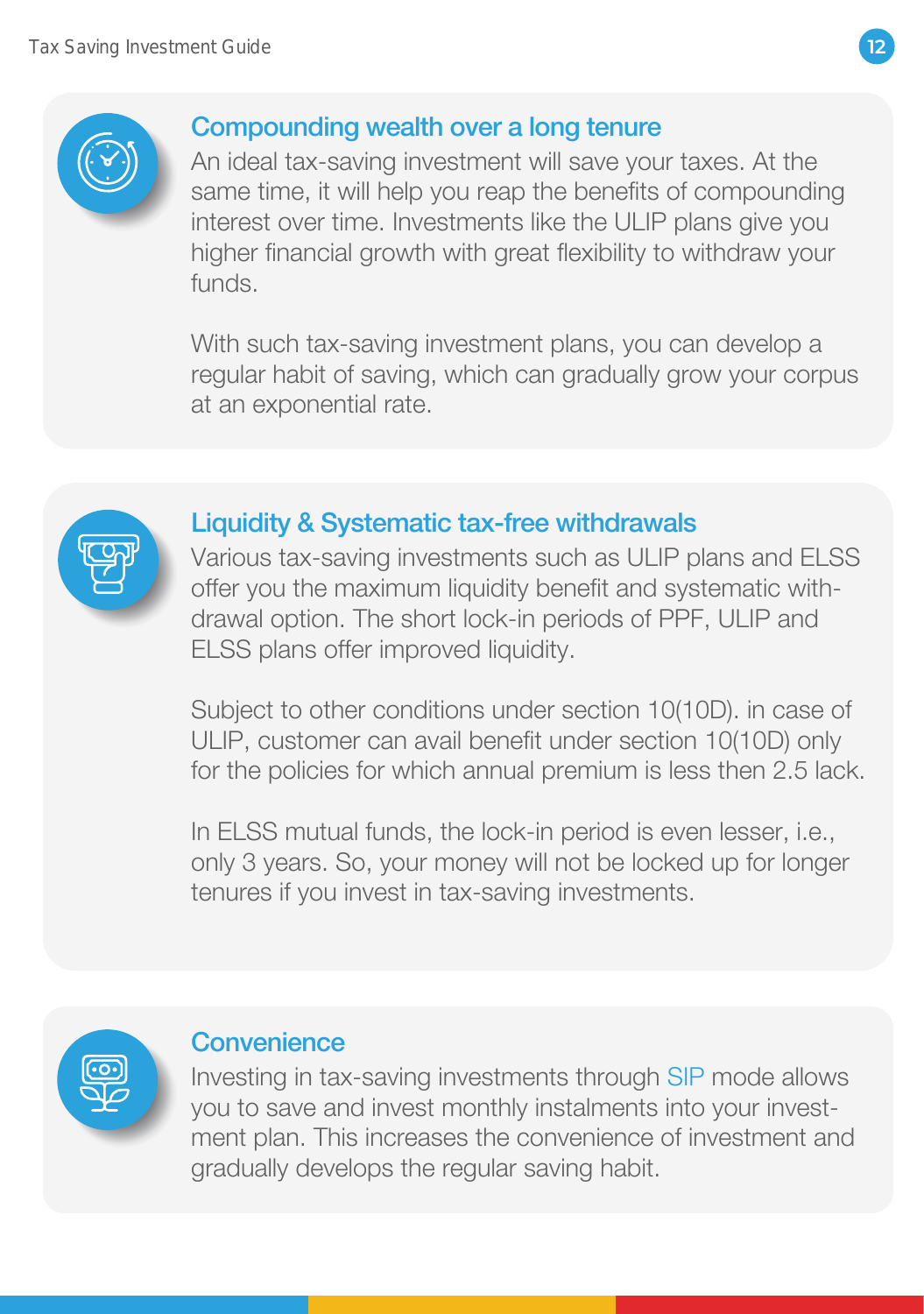## Compounding wealth over a long tenure

An ideal tax-saving investment will save your taxes. At the same time, it will help you reap the benefits of compounding interest over time. Investments like the ULIP plans give you higher financial growth with great flexibility to withdraw your funds.

With such tax-saving investment plans, you can develop a regular habit of saving, which can gradually grow your corpus at an exponential rate.

## Liquidity & Systematic tax-free withdrawals

Various tax-saving investments such as ULIP plans and ELSS offer you the maximum liquidity benefit and systematic withdrawal option. The short lock-in periods of PPF, ULIP and ELSS plans offer improved liquidity.

Subject to other conditions under section 10(10D). in case of ULIP, customer can avail benefit under section 10(10D) only for the policies for which annual premium is less then 2.5 lack.

In ELSS mutual funds, the lock-in period is even lesser, i.e., only 3 years. So, your money will not be locked up for longer tenures if you invest in tax-saving investments.

## Convenience

Investing in tax-saving investments through SIP mode allows you to save and invest monthly instalments into your investment plan. This increases the convenience of investment and gradually develops the regular saving habit.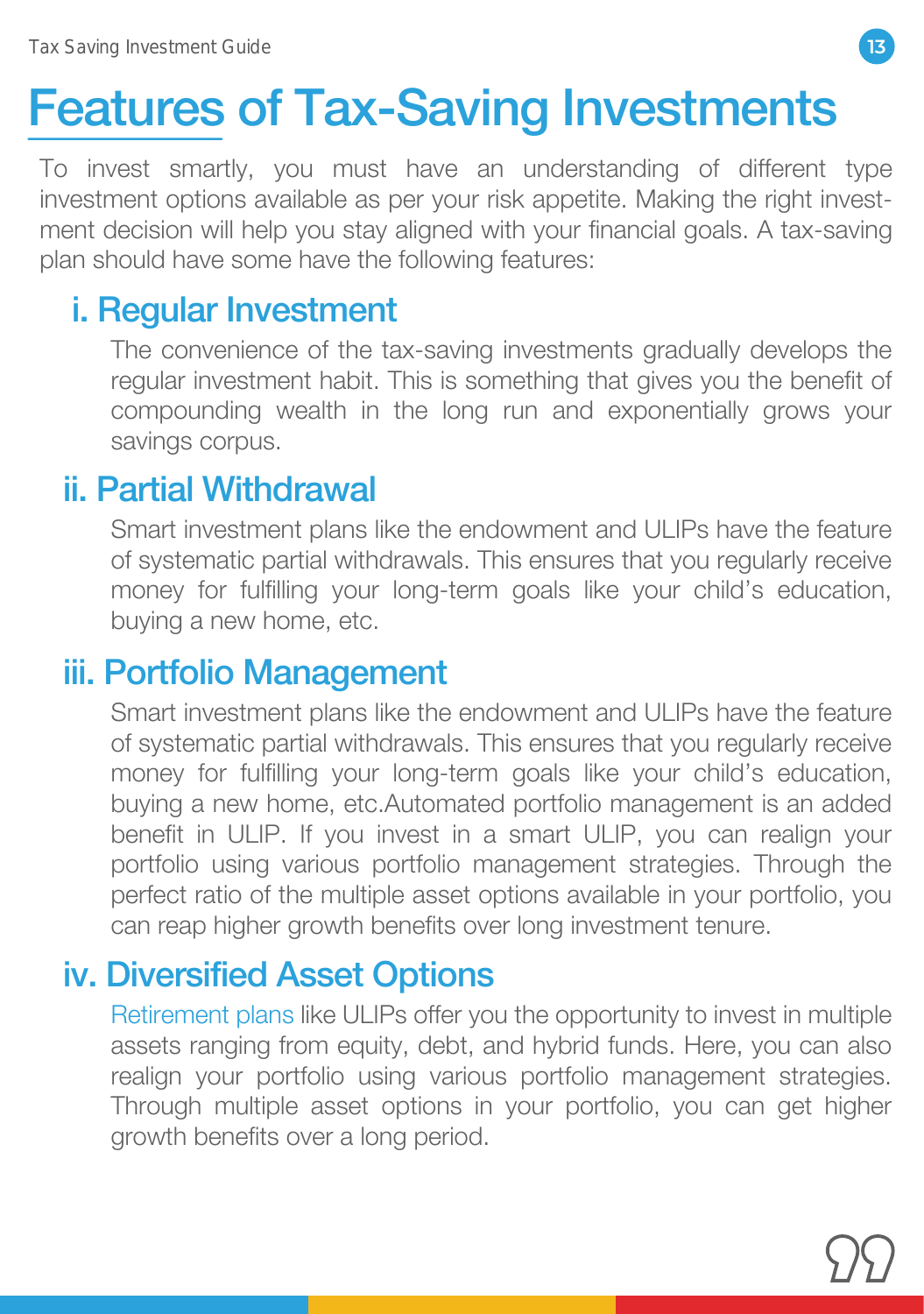# Features of Tax-Saving Investments

To invest smartly, you must have an understanding of different type investment options available as per your risk appetite. Making the right investment decision will help you stay aligned with your financial goals. A tax-saving plan should have some have the following features:

## i. Regular Investment

The convenience of the tax-saving investments gradually develops the regular investment habit. This is something that gives you the benefit of compounding wealth in the long run and exponentially grows your savings corpus.

## ii. Partial Withdrawal

Smart investment plans like the endowment and ULIPs have the feature of systematic partial withdrawals. This ensures that you regularly receive money for fulfilling your long-term goals like your child's education, buying a new home, etc.

## iii. Portfolio Management

Smart investment plans like the endowment and ULIPs have the feature of systematic partial withdrawals. This ensures that you regularly receive money for fulfilling your long-term goals like your child's education, buying a new home, etc.Automated portfolio management is an added benefit in ULIP. If you invest in a smart ULIP, you can realign your portfolio using various portfolio management strategies. Through the perfect ratio of the multiple asset options available in your portfolio, you can reap higher growth benefits over long investment tenure.

## iv. Diversified Asset Options

Retirement plans like ULIPs offer you the opportunity to invest in multiple assets ranging from equity, debt, and hybrid funds. Here, you can also realign your portfolio using various portfolio management strategies. Through multiple asset options in your portfolio, you can get higher growth benefits over a long period.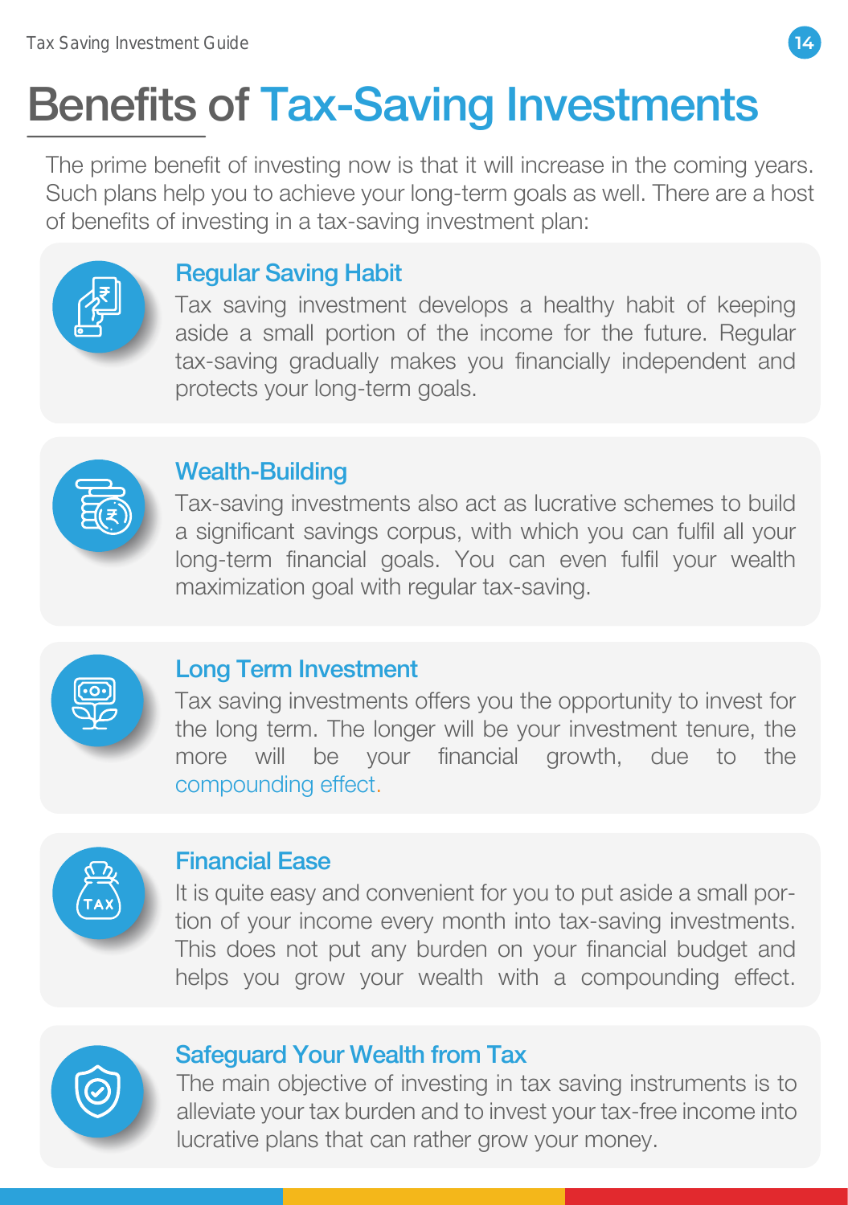# Benefits of Tax-Saving Investments

The prime benefit of investing now is that it will increase in the coming years. Such plans help you to achieve your long-term goals as well. There are a host of benefits of investing in a tax-saving investment plan:

### Regular Saving Habit

Tax saving investment develops a healthy habit of keeping aside a small portion of the income for the future. Regular tax-saving gradually makes you financially independent and protects your long-term goals.

### Wealth-Building

Tax-saving investments also act as lucrative schemes to build a significant savings corpus, with which you can fulfil all your long-term financial goals. You can even fulfil your wealth maximization goal with regular tax-saving.

### Long Term Investment

Tax saving investments offers you the opportunity to invest for the long term. The longer will be your investment tenure, the more will be your financial growth, due to the compounding effect.

### Financial Ease

It is quite easy and convenient for you to put aside a small portion of your income every month into tax-saving investments. This does not put any burden on your financial budget and helps you grow your wealth with a compounding effect.

### Safeguard Your Wealth from Tax

The main objective of investing in tax saving instruments is to alleviate your tax burden and to invest your tax-free income into lucrative plans that can rather grow your money.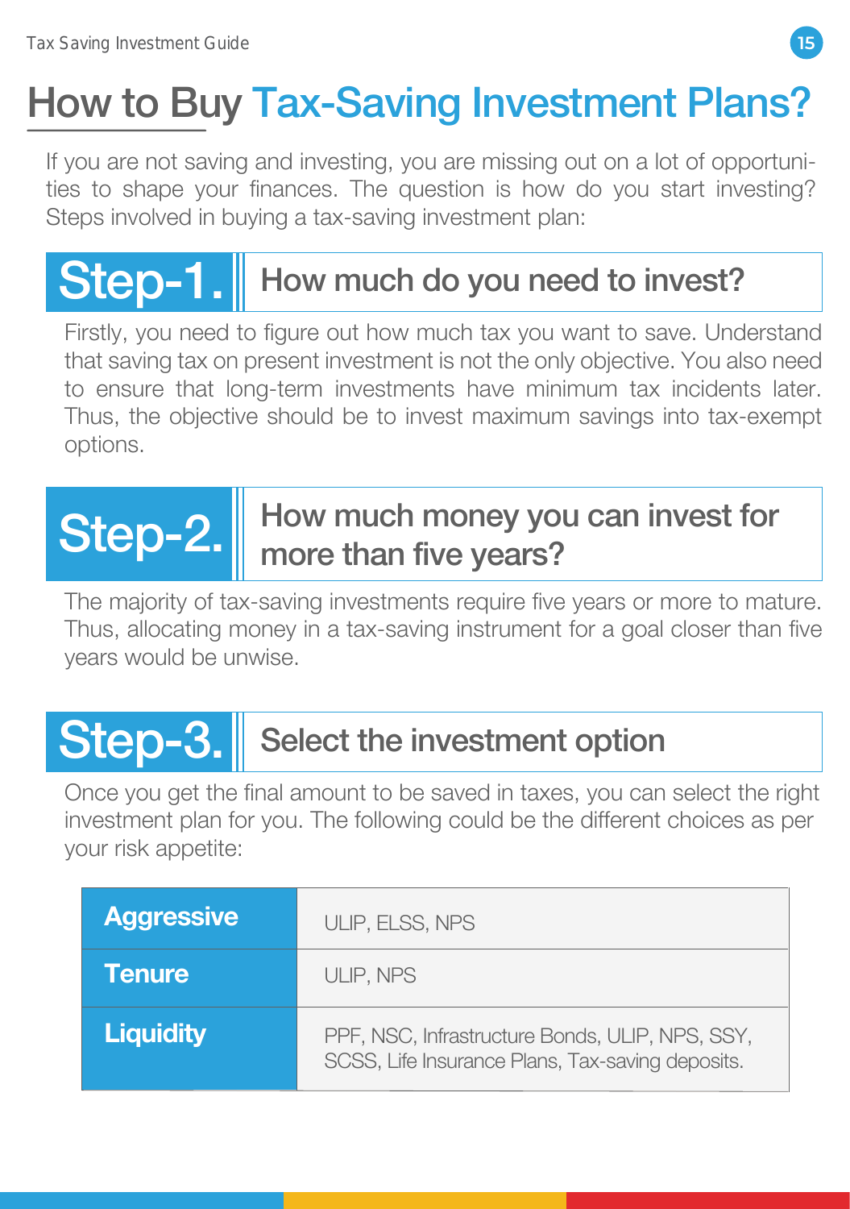# How to Buy Tax-Saving Investment Plans?

If you are not saving and investing, you are missing out on a lot of opportunities to shape your finances. The question is how do you start investing? Steps involved in buying a tax-saving investment plan:

## Step-1. How much do you need to invest?

Firstly, you need to figure out how much tax you want to save. Understand that saving tax on present investment is not the only objective. You also need to ensure that long-term investments have minimum tax incidents later. Thus, the objective should be to invest maximum savings into tax-exempt options.

## Step-2. How much money you can invest for more than five years?

The majority of tax-saving investments require five years or more to mature. Thus, allocating money in a tax-saving instrument for a goal closer than five years would be unwise.

## Step-3. Select the investment option

Once you get the final amount to be saved in taxes, you can select the right investment plan for you. The following could be the different choices as per your risk appetite:

| | |
|---|---|
| **Aggressive** | ULIP, ELSS, NPS |
| **Tenure** | ULIP, NPS |
| **Liquidity** | PPF, NSC, Infrastructure Bonds, ULIP, NPS, SSY, SCSS, Life Insurance Plans, Tax-saving deposits. |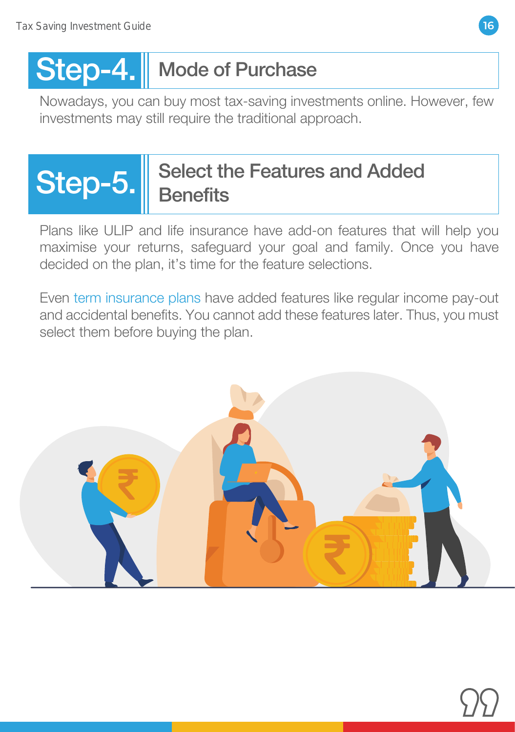## Step-4. Mode of Purchase

Nowadays, you can buy most tax-saving investments online. However, few investments may still require the traditional approach.

## Step-5. Select the Features and Added Benefits

Plans like ULIP and life insurance have add-on features that will help you maximise your returns, safeguard your goal and family. Once you have decided on the plan, it's time for the feature selections.

Even term insurance plans have added features like regular income pay-out and accidental benefits. You cannot add these features later. Thus, you must select them before buying the plan.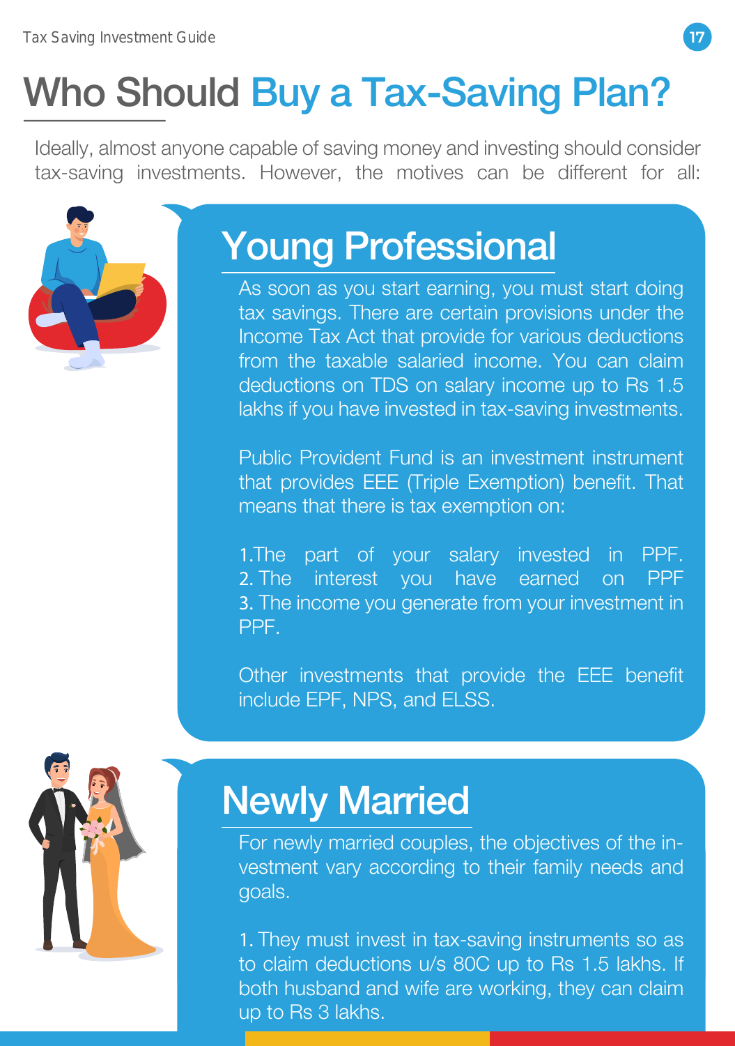# Who Should Buy a Tax-Saving Plan?

Ideally, almost anyone capable of saving money and investing should consider tax-saving investments. However, the motives can be different for all:

## Young Professional

As soon as you start earning, you must start doing tax savings. There are certain provisions under the Income Tax Act that provide for various deductions from the taxable salaried income. You can claim deductions on TDS on salary income up to Rs 1.5 lakhs if you have invested in tax-saving investments.

Public Provident Fund is an investment instrument that provides EEE (Triple Exemption) benefit. That means that there is tax exemption on:

1. The part of your salary invested in PPF.
2. The interest you have earned on PPF
3. The income you generate from your investment in PPF.

Other investments that provide the EEE benefit include EPF, NPS, and ELSS.

## Newly Married

For newly married couples, the objectives of the investment vary according to their family needs and goals.

1. They must invest in tax-saving instruments so as to claim deductions u/s 80C up to Rs 1.5 lakhs. If both husband and wife are working, they can claim up to Rs 3 lakhs.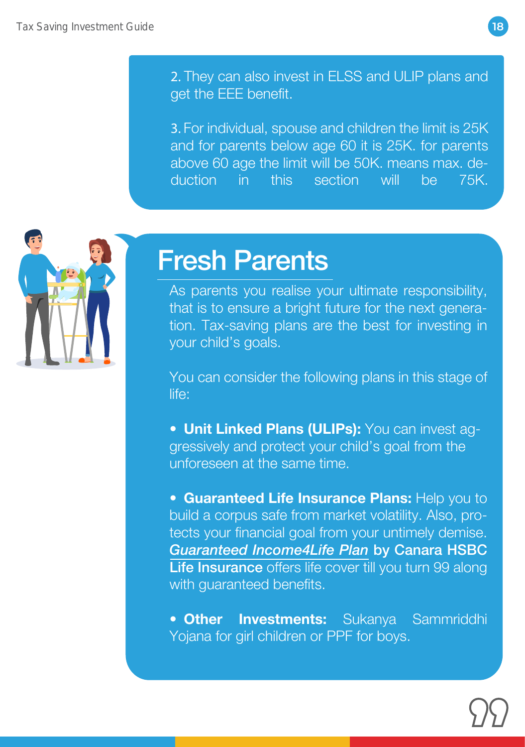2. They can also invest in ELSS and ULIP plans and get the EEE benefit.

3. For individual, spouse and children the limit is 25K and for parents below age 60 it is 25K. for parents above 60 age the limit will be 50K. means max. deduction in this section will be 75K.

# Fresh Parents

As parents you realise your ultimate responsibility, that is to ensure a bright future for the next generation. Tax-saving plans are the best for investing in your child's goals.

You can consider the following plans in this stage of life:

- **Unit Linked Plans (ULIPs):** You can invest aggressively and protect your child's goal from the unforeseen at the same time.

- **Guaranteed Life Insurance Plans:** Help you to build a corpus safe from market volatility. Also, protects your financial goal from your untimely demise. ***Guaranteed Income4Life Plan*** **by Canara HSBC Life Insurance** offers life cover till you turn 99 along with guaranteed benefits.

- **Other Investments:** Sukanya Sammriddhi Yojana for girl children or PPF for boys.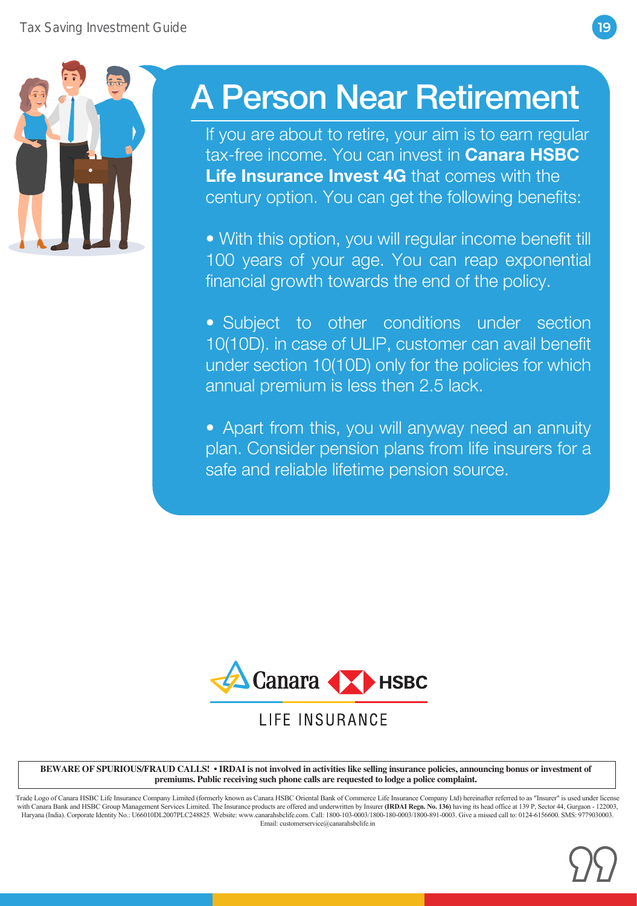# A Person Near Retirement

If you are about to retire, your aim is to earn regular tax-free income. You can invest in **Canara HSBC Life Insurance Invest 4G** that comes with the century option. You can get the following benefits:

- With this option, you will regular income benefit till 100 years of your age. You can reap exponential financial growth towards the end of the policy.
- Subject to other conditions under section 10(10D). in case of ULIP, customer can avail benefit under section 10(10D) only for the policies for which annual premium is less then 2.5 lack.
- Apart from this, you will anyway need an annuity plan. Consider pension plans from life insurers for a safe and reliable lifetime pension source.

Canara HSBC LIFE INSURANCE

**BEWARE OF SPURIOUS/FRAUD CALLS! • IRDAI is not involved in activities like selling insurance policies, announcing bonus or investment of premiums. Public receiving such phone calls are requested to lodge a police complaint.**

Trade Logo of Canara HSBC Life Insurance Company Limited (formerly known as Canara HSBC Oriental Bank of Commerce Life Insurance Company Ltd) hereinafter referred to as "Insurer" is used under license with Canara Bank and HSBC Group Management Services Limited. The Insurance products are offered and underwritten by Insurer **(IRDAI Regn. No. 136)** having its head office at 139 P, Sector 44, Gurgaon - 122003, Haryana (India). Corporate Identity No.: U66010DL2007PLC248825. Website: www.canarahsbclife.com. Call: 1800-103-0003/1800-180-0003/1800-891-0003. Give a missed call to: 0124-6156600. SMS: 9779030003. Email: customerservice@canarahsbclife.in